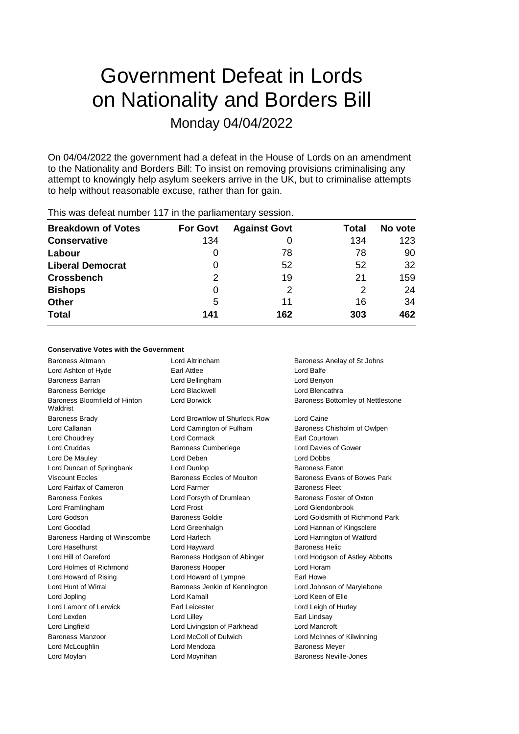# Government Defeat in Lords on Nationality and Borders Bill

Monday 04/04/2022

On 04/04/2022 the government had a defeat in the House of Lords on an amendment to the Nationality and Borders Bill: To insist on removing provisions criminalising any attempt to knowingly help asylum seekers arrive in the UK, but to criminalise attempts to help without reasonable excuse, rather than for gain.

This was defeat number 117 in the parliamentary session.

| Breakdown of Votes | For Govt | Against Govt | Total | No vote |
|---|---|---|---|---|
| Conservative | 134 | 0 | 134 | 123 |
| Labour | 0 | 78 | 78 | 90 |
| Liberal Democrat | 0 | 52 | 52 | 32 |
| Crossbench | 2 | 19 | 21 | 159 |
| Bishops | 0 | 2 | 2 | 24 |
| Other | 5 | 11 | 16 | 34 |
| **Total** | **141** | **162** | **303** | **462** |

### Conservative Votes with the Government

| | | |
|---|---|---|
| Baroness Altmann | Lord Altrincham | Baroness Anelay of St Johns |
| Lord Ashton of Hyde | Earl Attlee | Lord Balfe |
| Baroness Barran | Lord Bellingham | Lord Benyon |
| Baroness Berridge | Lord Blackwell | Lord Blencathra |
| Baroness Bloomfield of Hinton Waldrist | Lord Borwick | Baroness Bottomley of Nettlestone |
| Baroness Brady | Lord Brownlow of Shurlock Row | Lord Caine |
| Lord Callanan | Lord Carrington of Fulham | Baroness Chisholm of Owlpen |
| Lord Choudrey | Lord Cormack | Earl Courtown |
| Lord Cruddas | Baroness Cumberlege | Lord Davies of Gower |
| Lord De Mauley | Lord Deben | Lord Dobbs |
| Lord Duncan of Springbank | Lord Dunlop | Baroness Eaton |
| Viscount Eccles | Baroness Eccles of Moulton | Baroness Evans of Bowes Park |
| Lord Fairfax of Cameron | Lord Farmer | Baroness Fleet |
| Baroness Fookes | Lord Forsyth of Drumlean | Baroness Foster of Oxton |
| Lord Framlingham | Lord Frost | Lord Glendonbrook |
| Lord Godson | Baroness Goldie | Lord Goldsmith of Richmond Park |
| Lord Goodlad | Lord Greenhalgh | Lord Hannan of Kingsclere |
| Baroness Harding of Winscombe | Lord Harlech | Lord Harrington of Watford |
| Lord Haselhurst | Lord Hayward | Baroness Helic |
| Lord Hill of Oareford | Baroness Hodgson of Abinger | Lord Hodgson of Astley Abbotts |
| Lord Holmes of Richmond | Baroness Hooper | Lord Horam |
| Lord Howard of Rising | Lord Howard of Lympne | Earl Howe |
| Lord Hunt of Wirral | Baroness Jenkin of Kennington | Lord Johnson of Marylebone |
| Lord Jopling | Lord Kamall | Lord Keen of Elie |
| Lord Lamont of Lerwick | Earl Leicester | Lord Leigh of Hurley |
| Lord Lexden | Lord Lilley | Earl Lindsay |
| Lord Lingfield | Lord Livingston of Parkhead | Lord Mancroft |
| Baroness Manzoor | Lord McColl of Dulwich | Lord McInnes of Kilwinning |
| Lord McLoughlin | Lord Mendoza | Baroness Meyer |
| Lord Moylan | Lord Moynihan | Baroness Neville-Jones |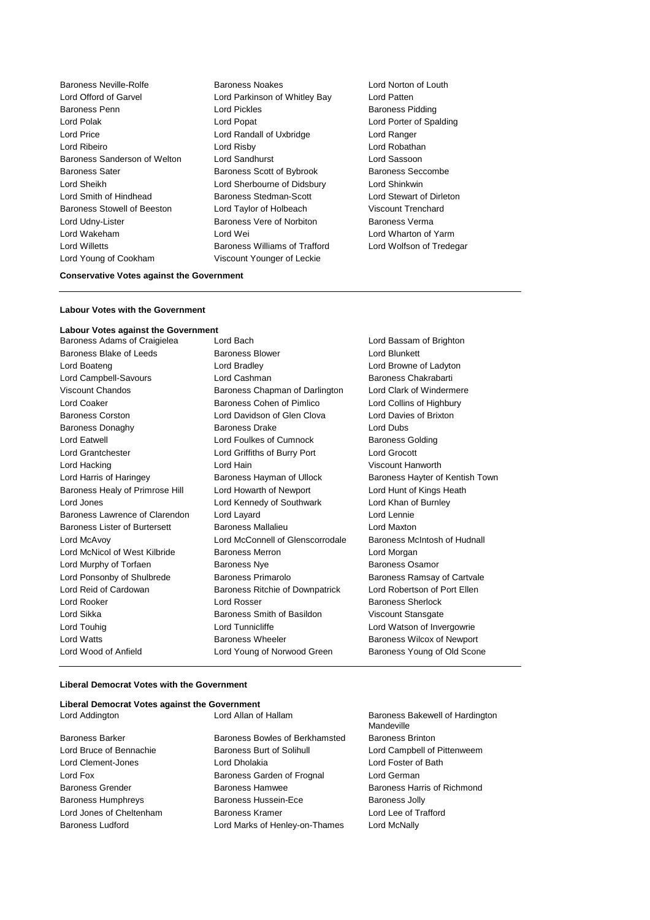Baroness Neville-Rolfe
Baroness Noakes
Lord Norton of Louth
Lord Offord of Garvel
Lord Parkinson of Whitley Bay
Lord Patten
Baroness Penn
Lord Pickles
Baroness Pidding
Lord Polak
Lord Popat
Lord Porter of Spalding
Lord Price
Lord Randall of Uxbridge
Lord Ranger
Lord Ribeiro
Lord Risby
Lord Robathan
Baroness Sanderson of Welton
Lord Sandhurst
Lord Sassoon
Baroness Sater
Baroness Scott of Bybrook
Baroness Seccombe
Lord Sheikh
Lord Sherbourne of Didsbury
Lord Shinkwin
Lord Smith of Hindhead
Baroness Stedman-Scott
Lord Stewart of Dirleton
Baroness Stowell of Beeston
Lord Taylor of Holbeach
Viscount Trenchard
Lord Udny-Lister
Baroness Vere of Norbiton
Baroness Verma
Lord Wakeham
Lord Wei
Lord Wharton of Yarm
Lord Willetts
Baroness Williams of Trafford
Lord Wolfson of Tredegar
Lord Young of Cookham
Viscount Younger of Leckie

**Conservative Votes against the Government**

---

**Labour Votes with the Government**

**Labour Votes against the Government**

Baroness Adams of Craigielea
Lord Bach
Lord Bassam of Brighton
Baroness Blake of Leeds
Baroness Blower
Lord Blunkett
Lord Boateng
Lord Bradley
Lord Browne of Ladyton
Lord Campbell-Savours
Lord Cashman
Baroness Chakrabarti
Viscount Chandos
Baroness Chapman of Darlington
Lord Clark of Windermere
Lord Coaker
Baroness Cohen of Pimlico
Lord Collins of Highbury
Baroness Corston
Lord Davidson of Glen Clova
Lord Davies of Brixton
Baroness Donaghy
Baroness Drake
Lord Dubs
Lord Eatwell
Lord Foulkes of Cumnock
Baroness Golding
Lord Grantchester
Lord Griffiths of Burry Port
Lord Grocott
Lord Hacking
Lord Hain
Viscount Hanworth
Lord Harris of Haringey
Baroness Hayman of Ullock
Baroness Hayter of Kentish Town
Baroness Healy of Primrose Hill
Lord Howarth of Newport
Lord Hunt of Kings Heath
Lord Jones
Lord Kennedy of Southwark
Lord Khan of Burnley
Baroness Lawrence of Clarendon
Lord Layard
Lord Lennie
Baroness Lister of Burtersett
Baroness Mallalieu
Lord Maxton
Lord McAvoy
Lord McConnell of Glenscorrodale
Baroness McIntosh of Hudnall
Lord McNicol of West Kilbride
Baroness Merron
Lord Morgan
Lord Murphy of Torfaen
Baroness Nye
Baroness Osamor
Lord Ponsonby of Shulbrede
Baroness Primarolo
Baroness Ramsay of Cartvale
Lord Reid of Cardowan
Baroness Ritchie of Downpatrick
Lord Robertson of Port Ellen
Lord Rooker
Lord Rosser
Baroness Sherlock
Lord Sikka
Baroness Smith of Basildon
Viscount Stansgate
Lord Touhig
Lord Tunnicliffe
Lord Watson of Invergowrie
Lord Watts
Baroness Wheeler
Baroness Wilcox of Newport
Lord Wood of Anfield
Lord Young of Norwood Green
Baroness Young of Old Scone

---

**Liberal Democrat Votes with the Government**

**Liberal Democrat Votes against the Government**

Lord Addington
Lord Allan of Hallam
Baroness Bakewell of Hardington Mandeville
Baroness Barker
Baroness Bowles of Berkhamsted
Baroness Brinton
Lord Bruce of Bennachie
Baroness Burt of Solihull
Lord Campbell of Pittenweem
Lord Clement-Jones
Lord Dholakia
Lord Foster of Bath
Lord Fox
Baroness Garden of Frognal
Lord German
Baroness Grender
Baroness Hamwee
Baroness Harris of Richmond
Baroness Humphreys
Baroness Hussein-Ece
Baroness Jolly
Lord Jones of Cheltenham
Baroness Kramer
Lord Lee of Trafford
Baroness Ludford
Lord Marks of Henley-on-Thames
Lord McNally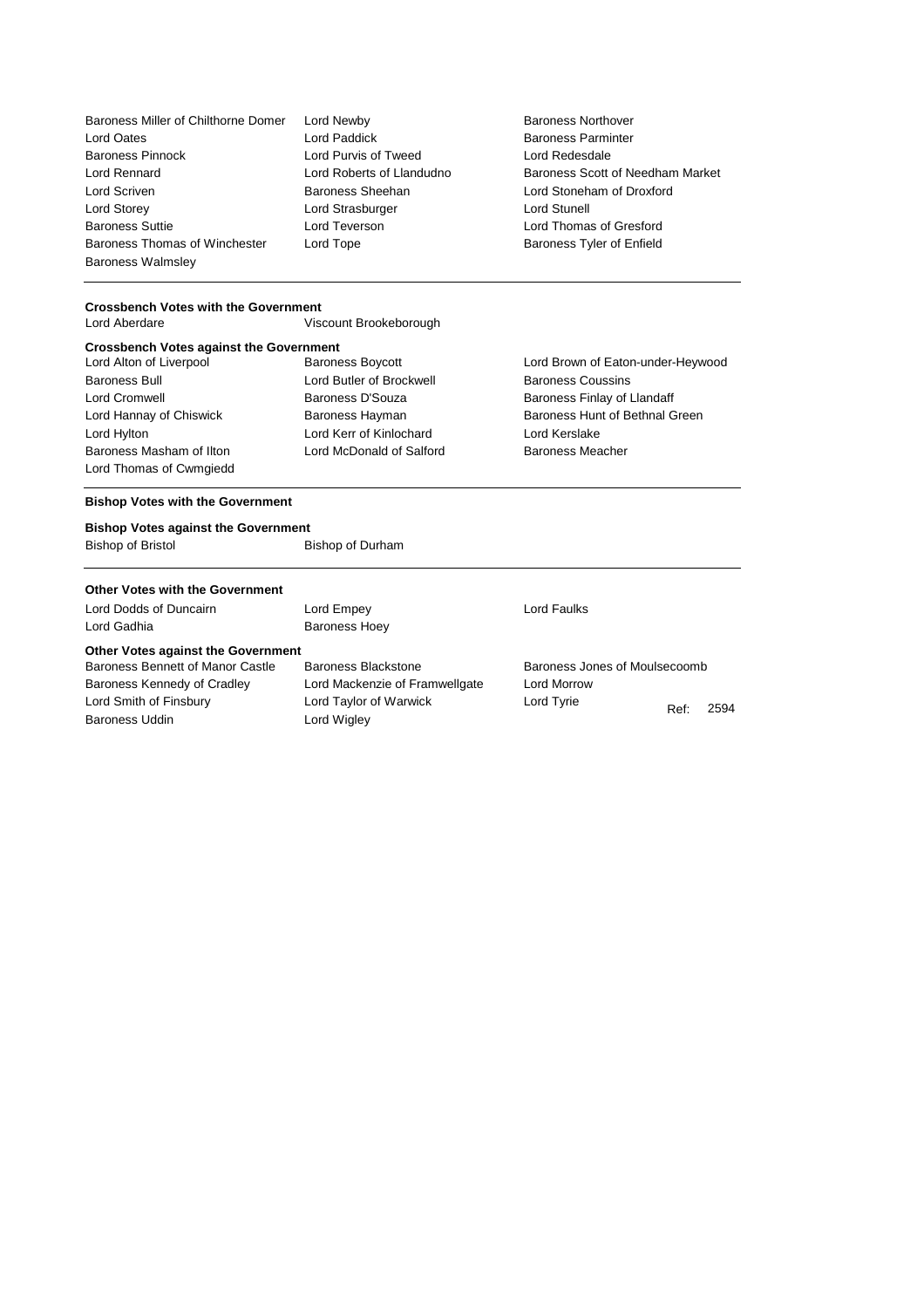Baroness Miller of Chilthorne Domer, Lord Newby, Baroness Northover, Lord Oates, Lord Paddick, Baroness Parminter, Baroness Pinnock, Lord Purvis of Tweed, Lord Redesdale, Lord Rennard, Lord Roberts of Llandudno, Baroness Scott of Needham Market, Lord Scriven, Baroness Sheehan, Lord Stoneham of Droxford, Lord Storey, Lord Strasburger, Lord Stunell, Baroness Suttie, Lord Teverson, Lord Thomas of Gresford, Baroness Thomas of Winchester, Lord Tope, Baroness Tyler of Enfield, Baroness Walmsley

---

**Crossbench Votes with the Government**

Lord Aberdare, Viscount Brookeborough

**Crossbench Votes against the Government**

Lord Alton of Liverpool, Baroness Boycott, Lord Brown of Eaton-under-Heywood, Baroness Bull, Lord Butler of Brockwell, Baroness Coussins, Lord Cromwell, Baroness D'Souza, Baroness Finlay of Llandaff, Lord Hannay of Chiswick, Baroness Hayman, Baroness Hunt of Bethnal Green, Lord Hylton, Lord Kerr of Kinlochard, Lord Kerslake, Baroness Masham of Ilton, Lord McDonald of Salford, Baroness Meacher, Lord Thomas of Cwmgiedd

---

**Bishop Votes with the Government**

**Bishop Votes against the Government**

Bishop of Bristol, Bishop of Durham

---

**Other Votes with the Government**

Lord Dodds of Duncairn, Lord Empey, Lord Faulks, Lord Gadhia, Baroness Hoey

**Other Votes against the Government**

Baroness Bennett of Manor Castle, Baroness Blackstone, Baroness Jones of Moulsecoomb, Baroness Kennedy of Cradley, Lord Mackenzie of Framwellgate, Lord Morrow, Lord Smith of Finsbury, Lord Taylor of Warwick, Lord Tyrie, Baroness Uddin, Lord Wigley

Ref: 2594